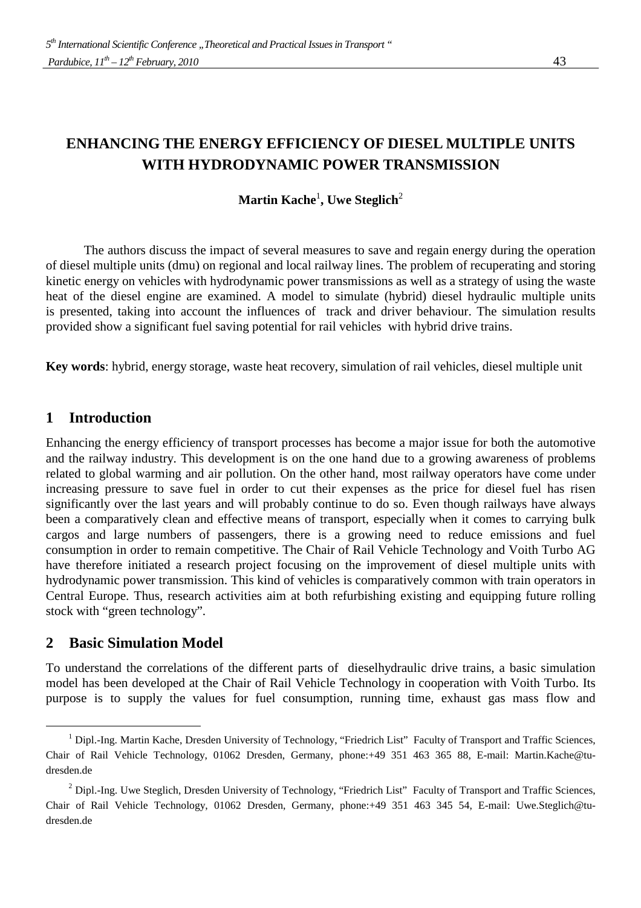# ENHANCING THE ENERGY EFFICIENCY OF DIESEL MULTIPLE UNITS WITH HYDRODYNAMIC POWER TRANSMISSION

**Martin Kache**[1]**, Uwe Steglich**[2]

The authors discuss the impact of several measures to save and regain energy during the operation of diesel multiple units (dmu) on regional and local railway lines. The problem of recuperating and storing kinetic energy on vehicles with hydrodynamic power transmissions as well as a strategy of using the waste heat of the diesel engine are examined. A model to simulate (hybrid) diesel hydraulic multiple units is presented, taking into account the influences of track and driver behaviour. The simulation results provided show a significant fuel saving potential for rail vehicles with hybrid drive trains.

**Key words**: hybrid, energy storage, waste heat recovery, simulation of rail vehicles, diesel multiple unit

## 1 Introduction

Enhancing the energy efficiency of transport processes has become a major issue for both the automotive and the railway industry. This development is on the one hand due to a growing awareness of problems related to global warming and air pollution. On the other hand, most railway operators have come under increasing pressure to save fuel in order to cut their expenses as the price for diesel fuel has risen significantly over the last years and will probably continue to do so. Even though railways have always been a comparatively clean and effective means of transport, especially when it comes to carrying bulk cargos and large numbers of passengers, there is a growing need to reduce emissions and fuel consumption in order to remain competitive. The Chair of Rail Vehicle Technology and Voith Turbo AG have therefore initiated a research project focusing on the improvement of diesel multiple units with hydrodynamic power transmission. This kind of vehicles is comparatively common with train operators in Central Europe. Thus, research activities aim at both refurbishing existing and equipping future rolling stock with "green technology".

## 2 Basic Simulation Model

To understand the correlations of the different parts of dieselhydraulic drive trains, a basic simulation model has been developed at the Chair of Rail Vehicle Technology in cooperation with Voith Turbo. Its purpose is to supply the values for fuel consumption, running time, exhaust gas mass flow and

[1] Dipl.-Ing. Martin Kache, Dresden University of Technology, "Friedrich List" Faculty of Transport and Traffic Sciences, Chair of Rail Vehicle Technology, 01062 Dresden, Germany, phone:+49 351 463 365 88, E-mail: Martin.Kache@tu-dresden.de

[2] Dipl.-Ing. Uwe Steglich, Dresden University of Technology, "Friedrich List" Faculty of Transport and Traffic Sciences, Chair of Rail Vehicle Technology, 01062 Dresden, Germany, phone:+49 351 463 345 54, E-mail: Uwe.Steglich@tu-dresden.de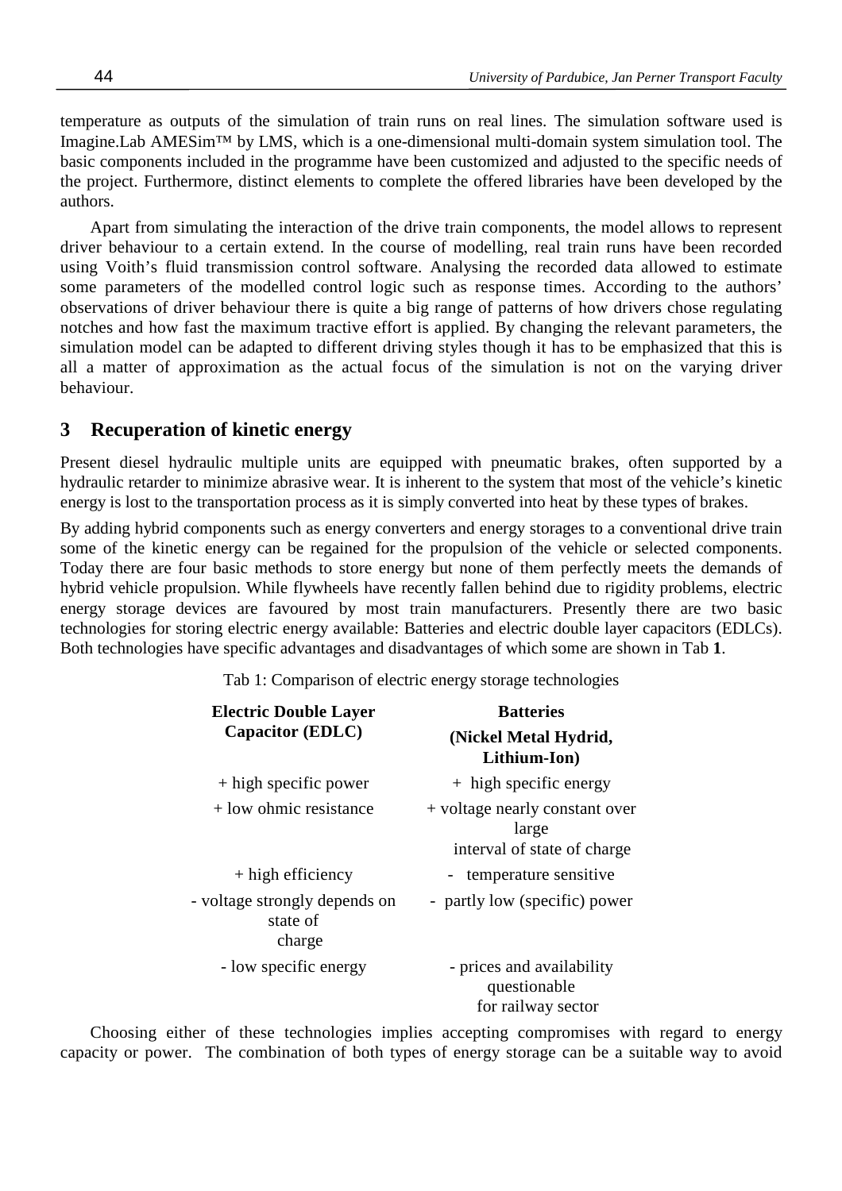temperature as outputs of the simulation of train runs on real lines. The simulation software used is Imagine.Lab AMESim™ by LMS, which is a one-dimensional multi-domain system simulation tool. The basic components included in the programme have been customized and adjusted to the specific needs of the project. Furthermore, distinct elements to complete the offered libraries have been developed by the authors.

Apart from simulating the interaction of the drive train components, the model allows to represent driver behaviour to a certain extend. In the course of modelling, real train runs have been recorded using Voith's fluid transmission control software. Analysing the recorded data allowed to estimate some parameters of the modelled control logic such as response times. According to the authors' observations of driver behaviour there is quite a big range of patterns of how drivers chose regulating notches and how fast the maximum tractive effort is applied. By changing the relevant parameters, the simulation model can be adapted to different driving styles though it has to be emphasized that this is all a matter of approximation as the actual focus of the simulation is not on the varying driver behaviour.

## 3 Recuperation of kinetic energy

Present diesel hydraulic multiple units are equipped with pneumatic brakes, often supported by a hydraulic retarder to minimize abrasive wear. It is inherent to the system that most of the vehicle's kinetic energy is lost to the transportation process as it is simply converted into heat by these types of brakes.

By adding hybrid components such as energy converters and energy storages to a conventional drive train some of the kinetic energy can be regained for the propulsion of the vehicle or selected components. Today there are four basic methods to store energy but none of them perfectly meets the demands of hybrid vehicle propulsion. While flywheels have recently fallen behind due to rigidity problems, electric energy storage devices are favoured by most train manufacturers. Presently there are two basic technologies for storing electric energy available: Batteries and electric double layer capacitors (EDLCs). Both technologies have specific advantages and disadvantages of which some are shown in Tab **1**.

Tab 1: Comparison of electric energy storage technologies

| **Electric Double Layer Capacitor (EDLC)** | **Batteries (Nickel Metal Hydrid, Lithium-Ion)** |
|---|---|
| + high specific power | + high specific energy |
| + low ohmic resistance | + voltage nearly constant over large interval of state of charge |
| + high efficiency | - temperature sensitive |
| - voltage strongly depends on state of charge | - partly low (specific) power |
| - low specific energy | - prices and availability questionable for railway sector |

Choosing either of these technologies implies accepting compromises with regard to energy capacity or power. The combination of both types of energy storage can be a suitable way to avoid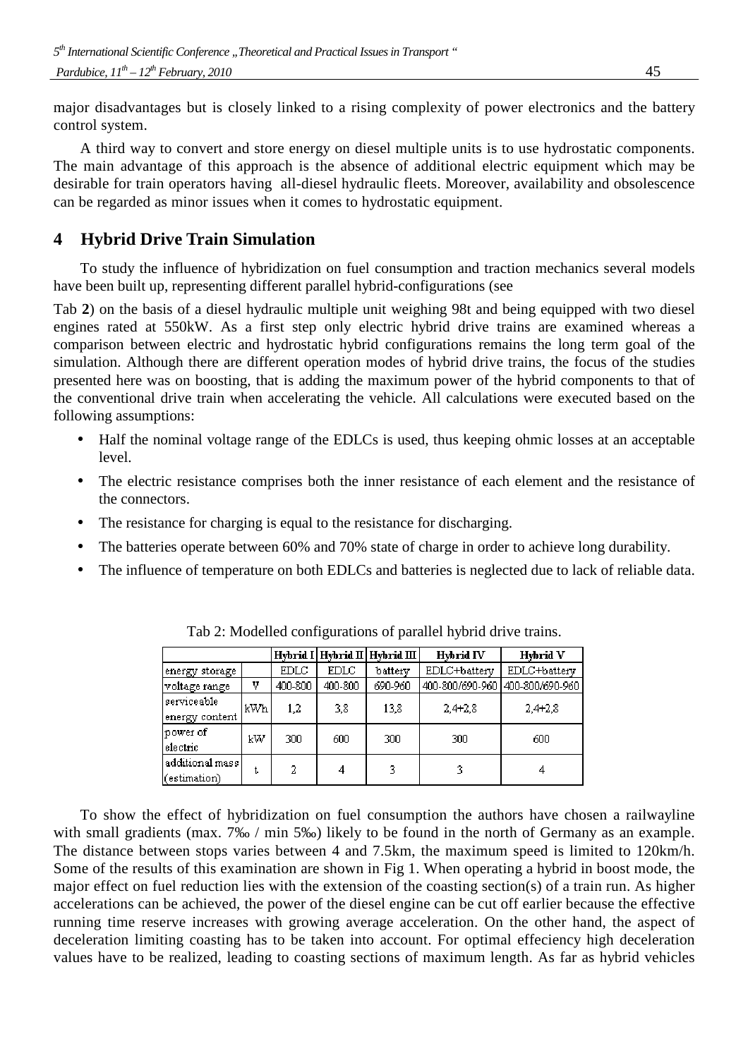major disadvantages but is closely linked to a rising complexity of power electronics and the battery control system.

A third way to convert and store energy on diesel multiple units is to use hydrostatic components. The main advantage of this approach is the absence of additional electric equipment which may be desirable for train operators having all-diesel hydraulic fleets. Moreover, availability and obsolescence can be regarded as minor issues when it comes to hydrostatic equipment.

# 4 Hybrid Drive Train Simulation

To study the influence of hybridization on fuel consumption and traction mechanics several models have been built up, representing different parallel hybrid-configurations (see

Tab **2**) on the basis of a diesel hydraulic multiple unit weighing 98t and being equipped with two diesel engines rated at 550kW. As a first step only electric hybrid drive trains are examined whereas a comparison between electric and hydrostatic hybrid configurations remains the long term goal of the simulation. Although there are different operation modes of hybrid drive trains, the focus of the studies presented here was on boosting, that is adding the maximum power of the hybrid components to that of the conventional drive train when accelerating the vehicle. All calculations were executed based on the following assumptions:

- Half the nominal voltage range of the EDLCs is used, thus keeping ohmic losses at an acceptable level.
- The electric resistance comprises both the inner resistance of each element and the resistance of the connectors.
- The resistance for charging is equal to the resistance for discharging.
- The batteries operate between 60% and 70% state of charge in order to achieve long durability.
- The influence of temperature on both EDLCs and batteries is neglected due to lack of reliable data.

Tab 2: Modelled configurations of parallel hybrid drive trains.

| | | Hybrid I | Hybrid II | Hybrid III | Hybrid IV | Hybrid V |
|---|---|---|---|---|---|---|
| energy storage | | EDLC | EDLC | battery | EDLC+battery | EDLC+battery |
| voltage range | V | 400-800 | 400-800 | 690-960 | 400-800/690-960 | 400-800/690-960 |
| serviceable energy content | kWh | 1,2 | 3,8 | 13,8 | 2,4+2,8 | 2,4+2,8 |
| power of electric | kW | 300 | 600 | 300 | 300 | 600 |
| additional mass (estimation) | t | 2 | 4 | 3 | 3 | 4 |

To show the effect of hybridization on fuel consumption the authors have chosen a railwayline with small gradients (max. 7‰ / min 5‰) likely to be found in the north of Germany as an example. The distance between stops varies between 4 and 7.5km, the maximum speed is limited to 120km/h. Some of the results of this examination are shown in Fig 1. When operating a hybrid in boost mode, the major effect on fuel reduction lies with the extension of the coasting section(s) of a train run. As higher accelerations can be achieved, the power of the diesel engine can be cut off earlier because the effective running time reserve increases with growing average acceleration. On the other hand, the aspect of deceleration limiting coasting has to be taken into account. For optimal effeciency high deceleration values have to be realized, leading to coasting sections of maximum length. As far as hybrid vehicles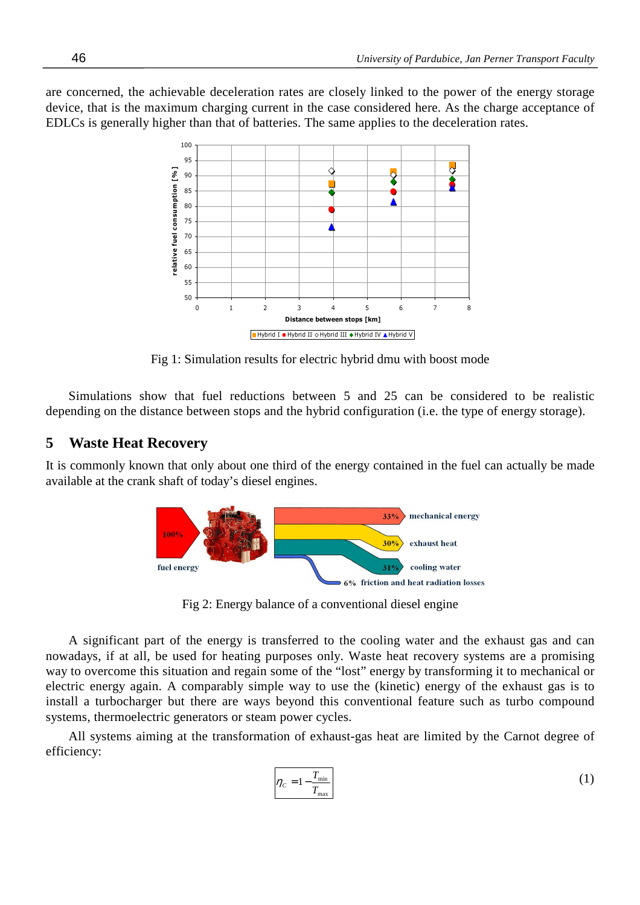are concerned, the achievable deceleration rates are closely linked to the power of the energy storage device, that is the maximum charging current in the case considered here. As the charge acceptance of EDLCs is generally higher than that of batteries. The same applies to the deceleration rates.

Fig 1: Simulation results for electric hybrid dmu with boost mode

Simulations show that fuel reductions between 5 and 25 can be considered to be realistic depending on the distance between stops and the hybrid configuration (i.e. the type of energy storage).

## 5 Waste Heat Recovery

It is commonly known that only about one third of the energy contained in the fuel can actually be made available at the crank shaft of today's diesel engines.

Fig 2: Energy balance of a conventional diesel engine

A significant part of the energy is transferred to the cooling water and the exhaust gas and can nowadays, if at all, be used for heating purposes only. Waste heat recovery systems are a promising way to overcome this situation and regain some of the "lost" energy by transforming it to mechanical or electric energy again. A comparably simple way to use the (kinetic) energy of the exhaust gas is to install a turbocharger but there are ways beyond this conventional feature such as turbo compound systems, thermoelectric generators or steam power cycles.

All systems aiming at the transformation of exhaust-gas heat are limited by the Carnot degree of efficiency:

$$\eta_C = 1 - \frac{T_{\min}}{T_{\max}} \tag{1}$$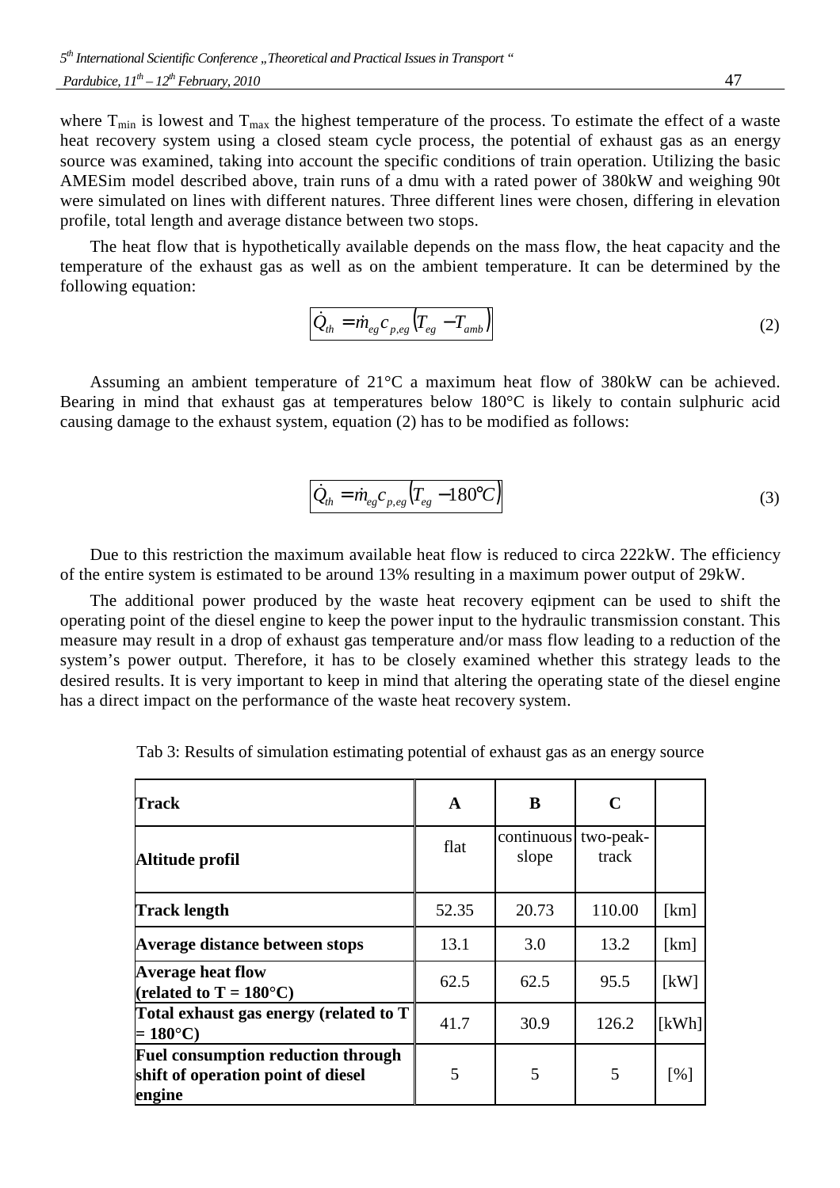where $T_{min}$ is lowest and $T_{max}$ the highest temperature of the process. To estimate the effect of a waste heat recovery system using a closed steam cycle process, the potential of exhaust gas as an energy source was examined, taking into account the specific conditions of train operation. Utilizing the basic AMESim model described above, train runs of a dmu with a rated power of 380kW and weighing 90t were simulated on lines with different natures. Three different lines were chosen, differing in elevation profile, total length and average distance between two stops.

The heat flow that is hypothetically available depends on the mass flow, the heat capacity and the temperature of the exhaust gas as well as on the ambient temperature. It can be determined by the following equation:

$$\dot{Q}_{th} = \dot{m}_{eg} c_{p,eg} \left(T_{eg} - T_{amb}\right) \tag{2}$$

Assuming an ambient temperature of 21°C a maximum heat flow of 380kW can be achieved. Bearing in mind that exhaust gas at temperatures below 180°C is likely to contain sulphuric acid causing damage to the exhaust system, equation (2) has to be modified as follows:

$$\dot{Q}_{th} = \dot{m}_{eg} c_{p,eg} \left(T_{eg} - 180°C\right) \tag{3}$$

Due to this restriction the maximum available heat flow is reduced to circa 222kW. The efficiency of the entire system is estimated to be around 13% resulting in a maximum power output of 29kW.

The additional power produced by the waste heat recovery eqipment can be used to shift the operating point of the diesel engine to keep the power input to the hydraulic transmission constant. This measure may result in a drop of exhaust gas temperature and/or mass flow leading to a reduction of the system's power output. Therefore, it has to be closely examined whether this strategy leads to the desired results. It is very important to keep in mind that altering the operating state of the diesel engine has a direct impact on the performance of the waste heat recovery system.

Tab 3: Results of simulation estimating potential of exhaust gas as an energy source

| **Track** | **A** | **B** | **C** | |
|---|---|---|---|---|
| **Altitude profil** | flat | continuous slope | two-peak-track | |
| **Track length** | 52.35 | 20.73 | 110.00 | [km] |
| **Average distance between stops** | 13.1 | 3.0 | 13.2 | [km] |
| **Average heat flow (related to T = 180°C)** | 62.5 | 62.5 | 95.5 | [kW] |
| **Total exhaust gas energy (related to T = 180°C)** | 41.7 | 30.9 | 126.2 | [kWh] |
| **Fuel consumption reduction through shift of operation point of diesel engine** | 5 | 5 | 5 | [%] |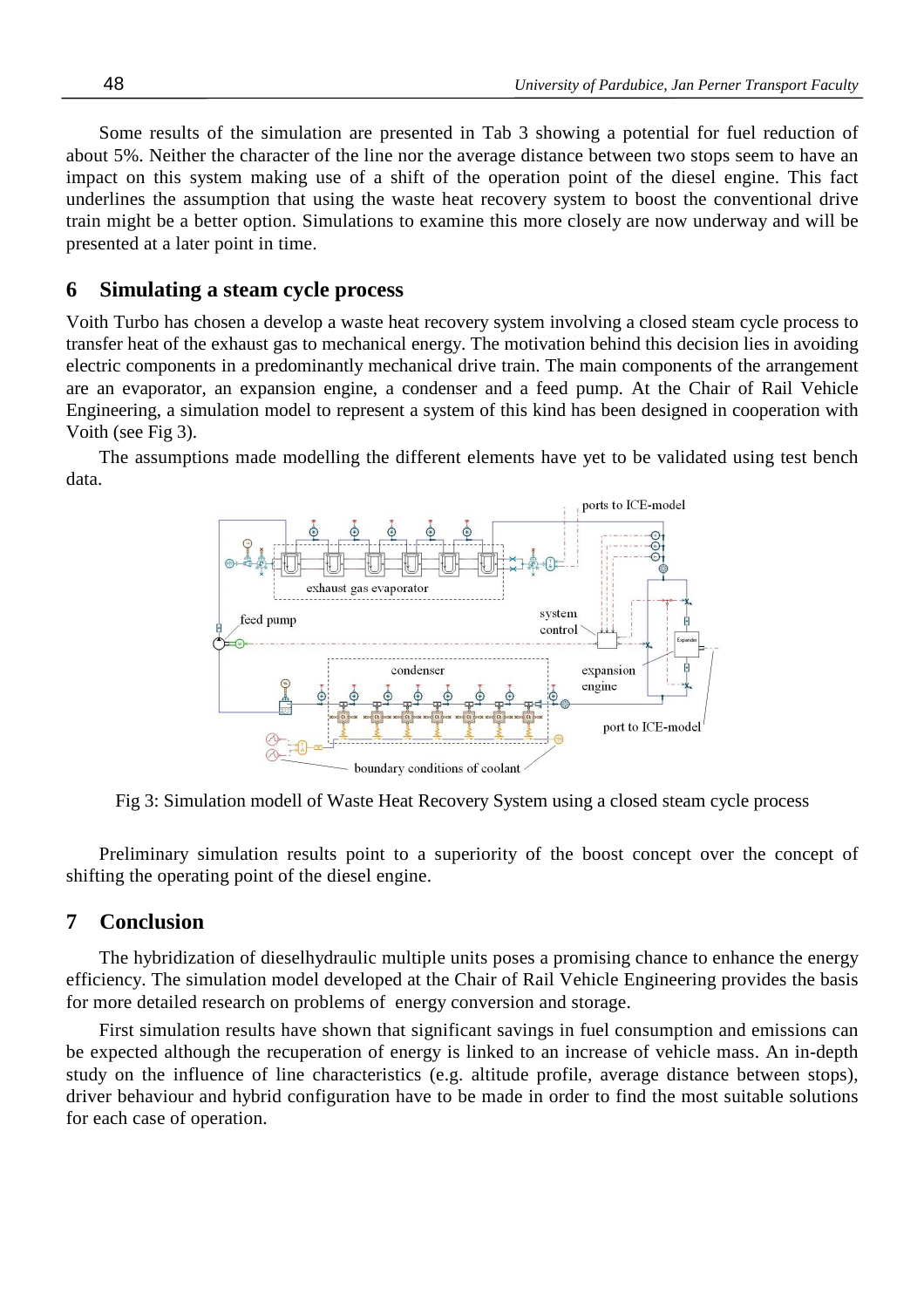Some results of the simulation are presented in Tab 3 showing a potential for fuel reduction of about 5%. Neither the character of the line nor the average distance between two stops seem to have an impact on this system making use of a shift of the operation point of the diesel engine. This fact underlines the assumption that using the waste heat recovery system to boost the conventional drive train might be a better option. Simulations to examine this more closely are now underway and will be presented at a later point in time.

## 6 Simulating a steam cycle process

Voith Turbo has chosen a develop a waste heat recovery system involving a closed steam cycle process to transfer heat of the exhaust gas to mechanical energy. The motivation behind this decision lies in avoiding electric components in a predominantly mechanical drive train. The main components of the arrangement are an evaporator, an expansion engine, a condenser and a feed pump. At the Chair of Rail Vehicle Engineering, a simulation model to represent a system of this kind has been designed in cooperation with Voith (see Fig 3).

The assumptions made modelling the different elements have yet to be validated using test bench data.

Fig 3: Simulation modell of Waste Heat Recovery System using a closed steam cycle process

Preliminary simulation results point to a superiority of the boost concept over the concept of shifting the operating point of the diesel engine.

## 7 Conclusion

The hybridization of dieselhydraulic multiple units poses a promising chance to enhance the energy efficiency. The simulation model developed at the Chair of Rail Vehicle Engineering provides the basis for more detailed research on problems of energy conversion and storage.

First simulation results have shown that significant savings in fuel consumption and emissions can be expected although the recuperation of energy is linked to an increase of vehicle mass. An in-depth study on the influence of line characteristics (e.g. altitude profile, average distance between stops), driver behaviour and hybrid configuration have to be made in order to find the most suitable solutions for each case of operation.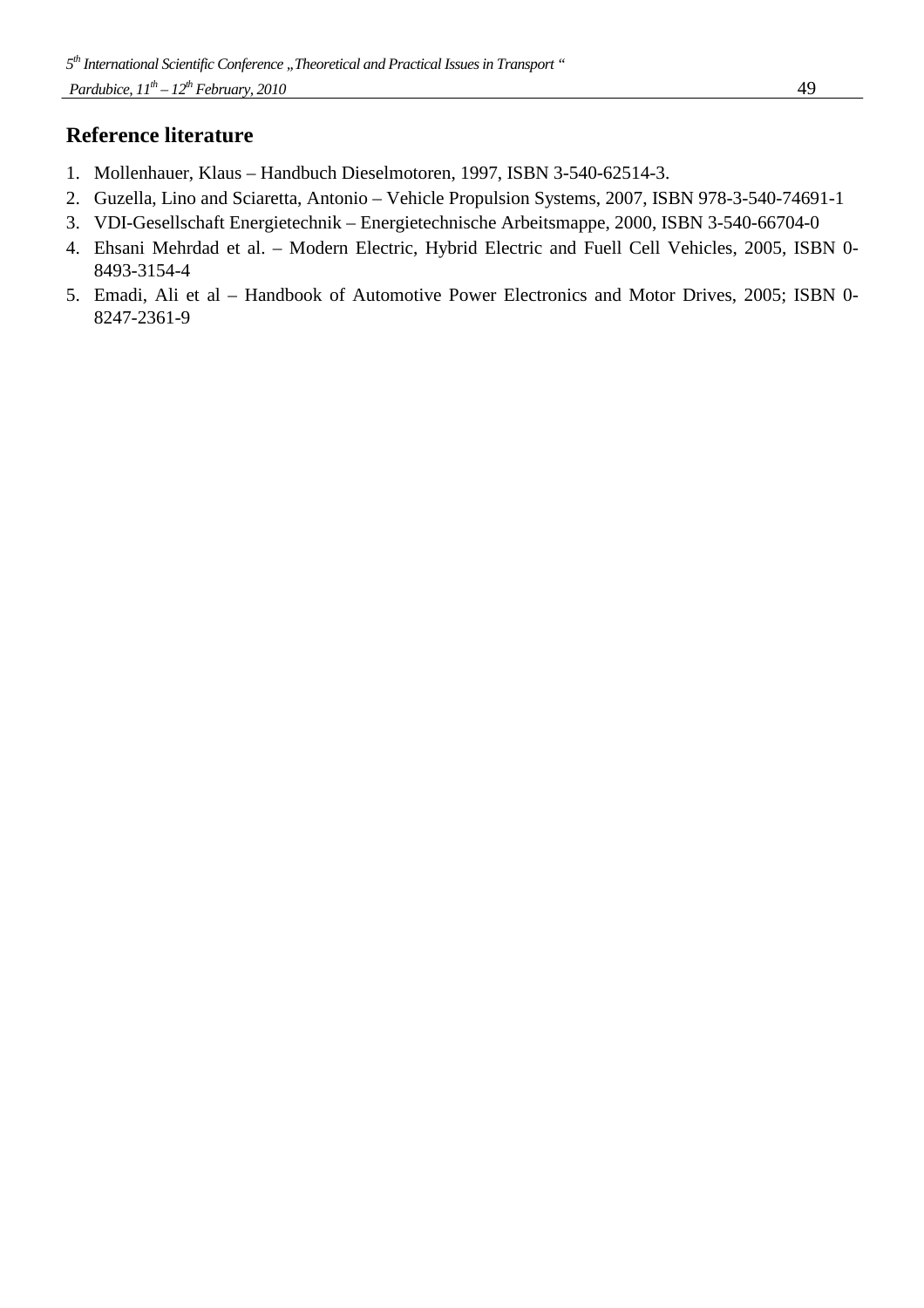## Reference literature

1. Mollenhauer, Klaus – Handbuch Dieselmotoren, 1997, ISBN 3-540-62514-3.
2. Guzella, Lino and Sciaretta, Antonio – Vehicle Propulsion Systems, 2007, ISBN 978-3-540-74691-1
3. VDI-Gesellschaft Energietechnik – Energietechnische Arbeitsmappe, 2000, ISBN 3-540-66704-0
4. Ehsani Mehrdad et al. – Modern Electric, Hybrid Electric and Fuell Cell Vehicles, 2005, ISBN 0-8493-3154-4
5. Emadi, Ali et al – Handbook of Automotive Power Electronics and Motor Drives, 2005; ISBN 0-8247-2361-9